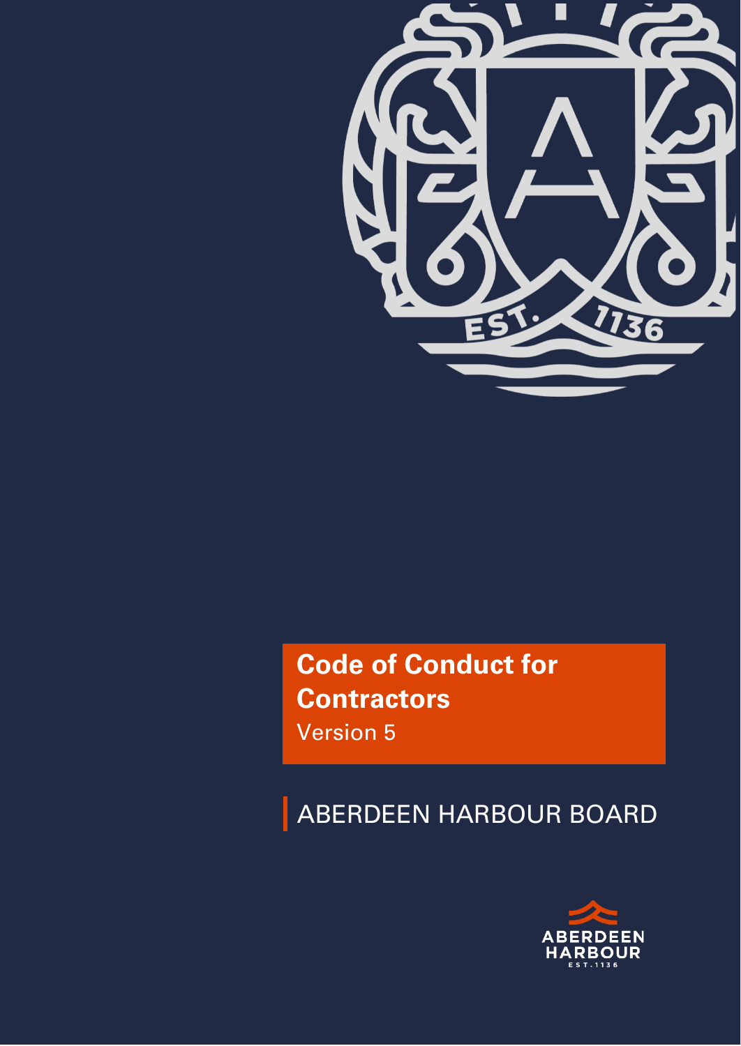# Code of Conduct for Contractors

Version 5

ABERDEEN HARBOUR BOARD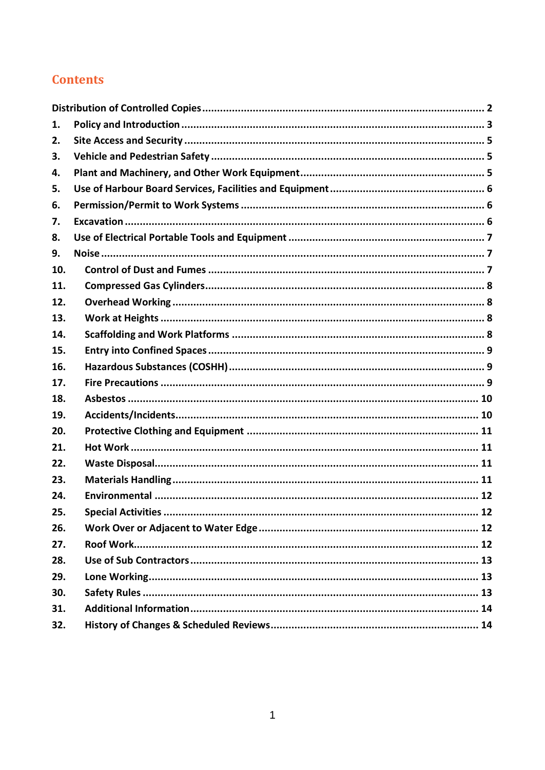# Contents

Distribution of Controlled Copies ........ 2

1. Policy and Introduction ........ 3
2. Site Access and Security ........ 5
3. Vehicle and Pedestrian Safety ........ 5
4. Plant and Machinery, and Other Work Equipment ........ 5
5. Use of Harbour Board Services, Facilities and Equipment ........ 6
6. Permission/Permit to Work Systems ........ 6
7. Excavation ........ 6
8. Use of Electrical Portable Tools and Equipment ........ 7
9. Noise ........ 7
10. Control of Dust and Fumes ........ 7
11. Compressed Gas Cylinders ........ 8
12. Overhead Working ........ 8
13. Work at Heights ........ 8
14. Scaffolding and Work Platforms ........ 8
15. Entry into Confined Spaces ........ 9
16. Hazardous Substances (COSHH) ........ 9
17. Fire Precautions ........ 9
18. Asbestos ........ 10
19. Accidents/Incidents ........ 10
20. Protective Clothing and Equipment ........ 11
21. Hot Work ........ 11
22. Waste Disposal ........ 11
23. Materials Handling ........ 11
24. Environmental ........ 12
25. Special Activities ........ 12
26. Work Over or Adjacent to Water Edge ........ 12
27. Roof Work ........ 12
28. Use of Sub Contractors ........ 13
29. Lone Working ........ 13
30. Safety Rules ........ 13
31. Additional Information ........ 14
32. History of Changes & Scheduled Reviews ........ 14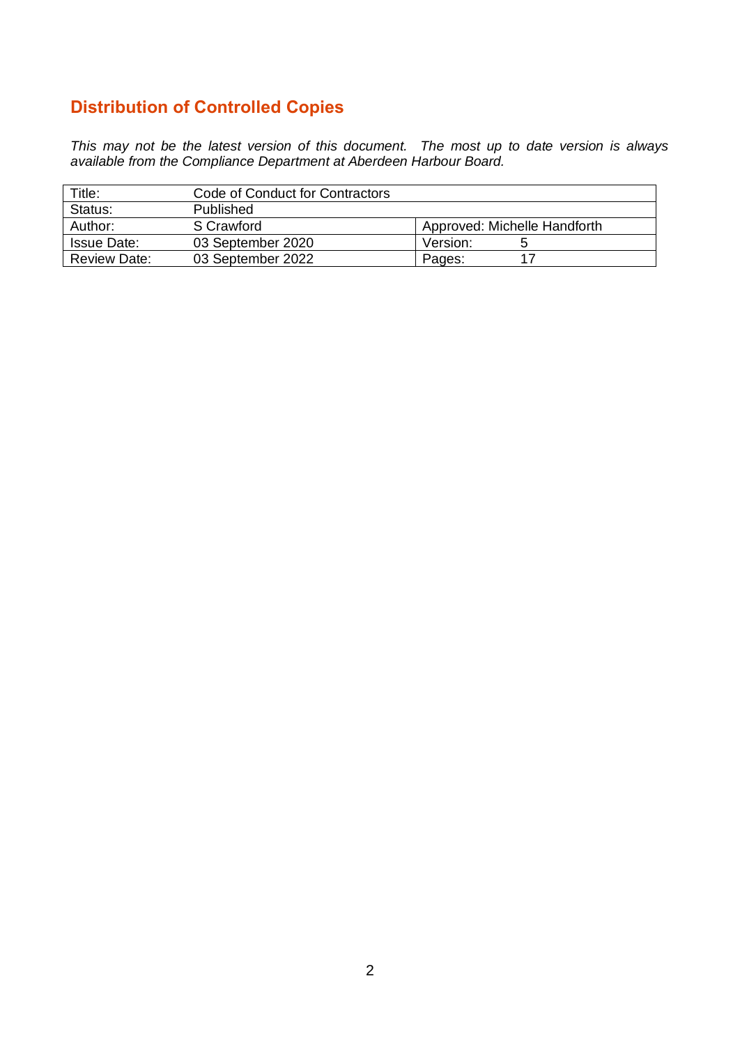## Distribution of Controlled Copies

*This may not be the latest version of this document. The most up to date version is always available from the Compliance Department at Aberdeen Harbour Board.*

| Title: | Code of Conduct for Contractors | |
|---|---|---|
| Status: | Published | |
| Author: | S Crawford | Approved: Michelle Handforth |
| Issue Date: | 03 September 2020 | Version: 5 |
| Review Date: | 03 September 2022 | Pages: 17 |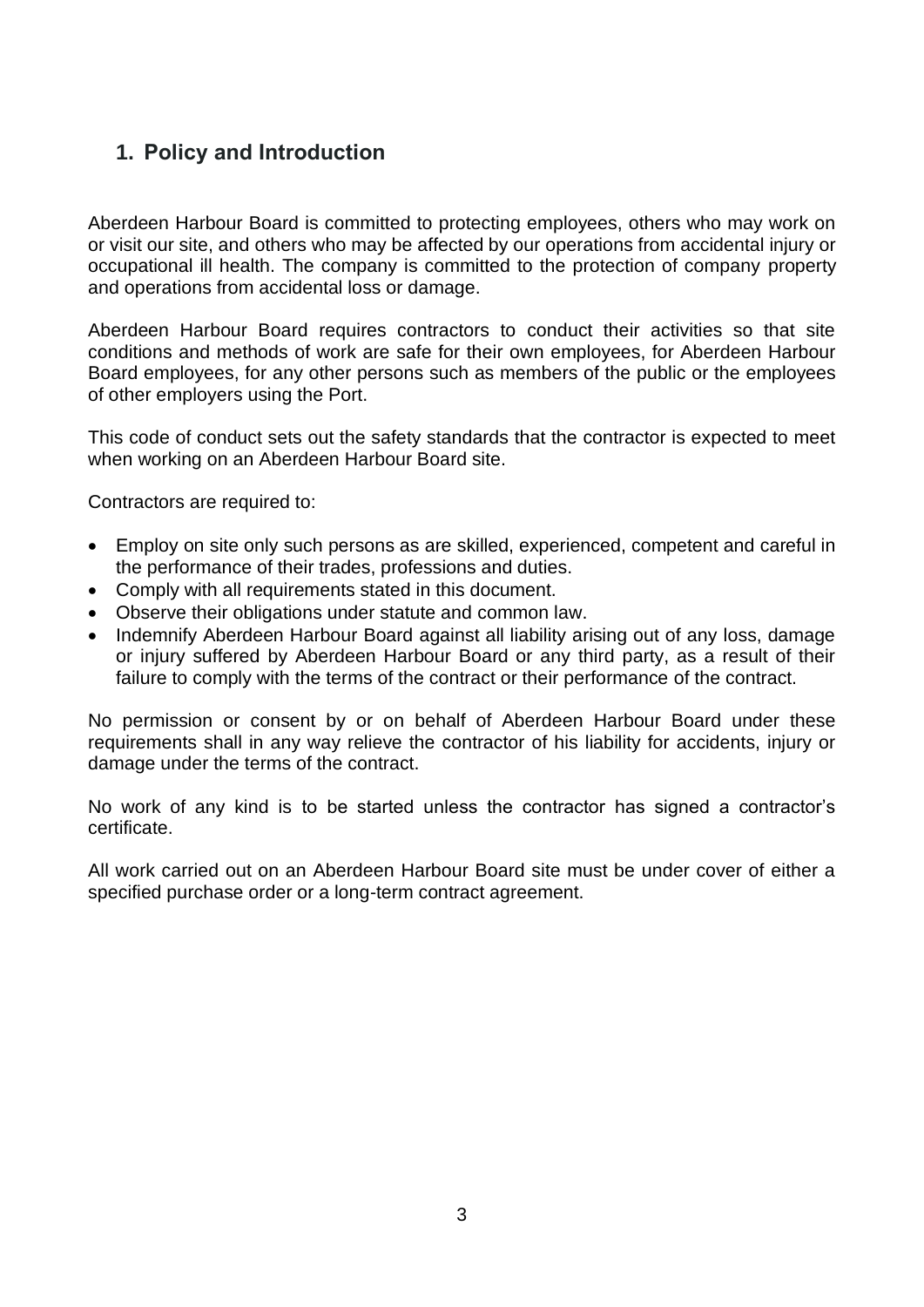## 1. Policy and Introduction

Aberdeen Harbour Board is committed to protecting employees, others who may work on or visit our site, and others who may be affected by our operations from accidental injury or occupational ill health. The company is committed to the protection of company property and operations from accidental loss or damage.

Aberdeen Harbour Board requires contractors to conduct their activities so that site conditions and methods of work are safe for their own employees, for Aberdeen Harbour Board employees, for any other persons such as members of the public or the employees of other employers using the Port.

This code of conduct sets out the safety standards that the contractor is expected to meet when working on an Aberdeen Harbour Board site.

Contractors are required to:

- Employ on site only such persons as are skilled, experienced, competent and careful in the performance of their trades, professions and duties.
- Comply with all requirements stated in this document.
- Observe their obligations under statute and common law.
- Indemnify Aberdeen Harbour Board against all liability arising out of any loss, damage or injury suffered by Aberdeen Harbour Board or any third party, as a result of their failure to comply with the terms of the contract or their performance of the contract.

No permission or consent by or on behalf of Aberdeen Harbour Board under these requirements shall in any way relieve the contractor of his liability for accidents, injury or damage under the terms of the contract.

No work of any kind is to be started unless the contractor has signed a contractor's certificate.

All work carried out on an Aberdeen Harbour Board site must be under cover of either a specified purchase order or a long-term contract agreement.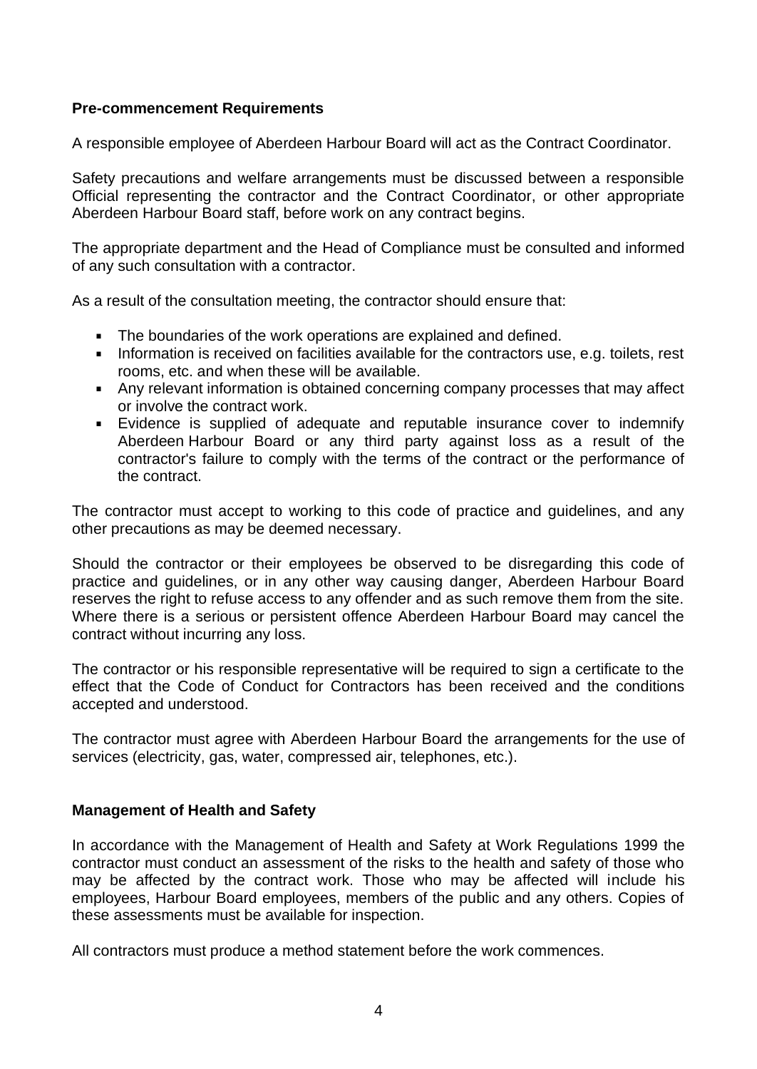**Pre-commencement Requirements**

A responsible employee of Aberdeen Harbour Board will act as the Contract Coordinator.

Safety precautions and welfare arrangements must be discussed between a responsible Official representing the contractor and the Contract Coordinator, or other appropriate Aberdeen Harbour Board staff, before work on any contract begins.

The appropriate department and the Head of Compliance must be consulted and informed of any such consultation with a contractor.

As a result of the consultation meeting, the contractor should ensure that:

- The boundaries of the work operations are explained and defined.
- Information is received on facilities available for the contractors use, e.g. toilets, rest rooms, etc. and when these will be available.
- Any relevant information is obtained concerning company processes that may affect or involve the contract work.
- Evidence is supplied of adequate and reputable insurance cover to indemnify Aberdeen Harbour Board or any third party against loss as a result of the contractor's failure to comply with the terms of the contract or the performance of the contract.

The contractor must accept to working to this code of practice and guidelines, and any other precautions as may be deemed necessary.

Should the contractor or their employees be observed to be disregarding this code of practice and guidelines, or in any other way causing danger, Aberdeen Harbour Board reserves the right to refuse access to any offender and as such remove them from the site. Where there is a serious or persistent offence Aberdeen Harbour Board may cancel the contract without incurring any loss.

The contractor or his responsible representative will be required to sign a certificate to the effect that the Code of Conduct for Contractors has been received and the conditions accepted and understood.

The contractor must agree with Aberdeen Harbour Board the arrangements for the use of services (electricity, gas, water, compressed air, telephones, etc.).

**Management of Health and Safety**

In accordance with the Management of Health and Safety at Work Regulations 1999 the contractor must conduct an assessment of the risks to the health and safety of those who may be affected by the contract work. Those who may be affected will include his employees, Harbour Board employees, members of the public and any others. Copies of these assessments must be available for inspection.

All contractors must produce a method statement before the work commences.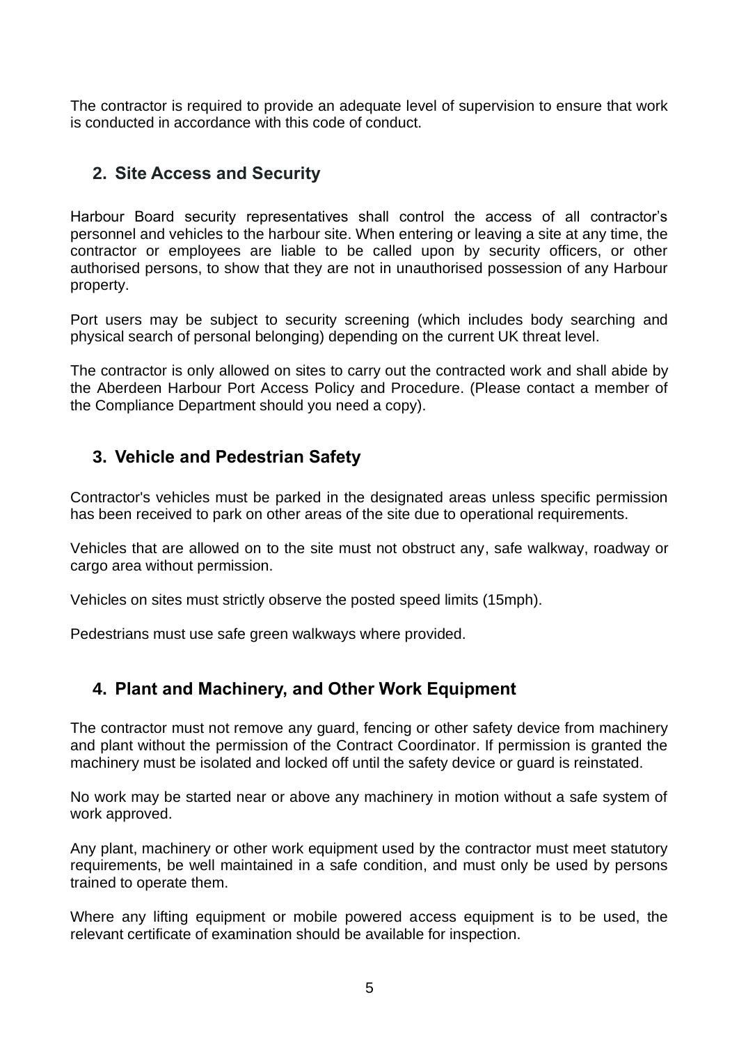The contractor is required to provide an adequate level of supervision to ensure that work is conducted in accordance with this code of conduct.

## 2. Site Access and Security

Harbour Board security representatives shall control the access of all contractor's personnel and vehicles to the harbour site. When entering or leaving a site at any time, the contractor or employees are liable to be called upon by security officers, or other authorised persons, to show that they are not in unauthorised possession of any Harbour property.

Port users may be subject to security screening (which includes body searching and physical search of personal belonging) depending on the current UK threat level.

The contractor is only allowed on sites to carry out the contracted work and shall abide by the Aberdeen Harbour Port Access Policy and Procedure. (Please contact a member of the Compliance Department should you need a copy).

## 3. Vehicle and Pedestrian Safety

Contractor's vehicles must be parked in the designated areas unless specific permission has been received to park on other areas of the site due to operational requirements.

Vehicles that are allowed on to the site must not obstruct any, safe walkway, roadway or cargo area without permission.

Vehicles on sites must strictly observe the posted speed limits (15mph).

Pedestrians must use safe green walkways where provided.

## 4. Plant and Machinery, and Other Work Equipment

The contractor must not remove any guard, fencing or other safety device from machinery and plant without the permission of the Contract Coordinator. If permission is granted the machinery must be isolated and locked off until the safety device or guard is reinstated.

No work may be started near or above any machinery in motion without a safe system of work approved.

Any plant, machinery or other work equipment used by the contractor must meet statutory requirements, be well maintained in a safe condition, and must only be used by persons trained to operate them.

Where any lifting equipment or mobile powered access equipment is to be used, the relevant certificate of examination should be available for inspection.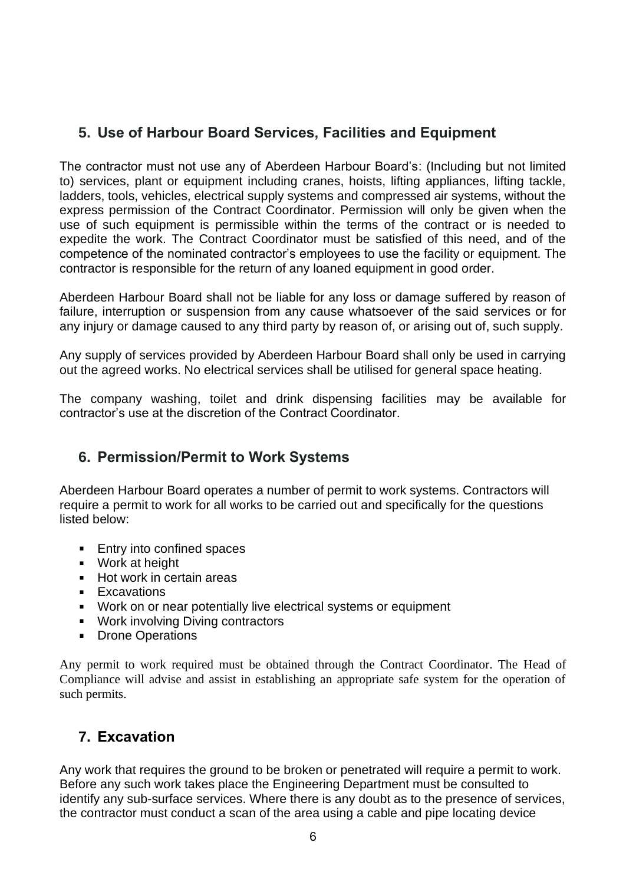## 5. Use of Harbour Board Services, Facilities and Equipment

The contractor must not use any of Aberdeen Harbour Board's: (Including but not limited to) services, plant or equipment including cranes, hoists, lifting appliances, lifting tackle, ladders, tools, vehicles, electrical supply systems and compressed air systems, without the express permission of the Contract Coordinator. Permission will only be given when the use of such equipment is permissible within the terms of the contract or is needed to expedite the work. The Contract Coordinator must be satisfied of this need, and of the competence of the nominated contractor's employees to use the facility or equipment. The contractor is responsible for the return of any loaned equipment in good order.

Aberdeen Harbour Board shall not be liable for any loss or damage suffered by reason of failure, interruption or suspension from any cause whatsoever of the said services or for any injury or damage caused to any third party by reason of, or arising out of, such supply.

Any supply of services provided by Aberdeen Harbour Board shall only be used in carrying out the agreed works. No electrical services shall be utilised for general space heating.

The company washing, toilet and drink dispensing facilities may be available for contractor's use at the discretion of the Contract Coordinator.

## 6. Permission/Permit to Work Systems

Aberdeen Harbour Board operates a number of permit to work systems. Contractors will require a permit to work for all works to be carried out and specifically for the questions listed below:

- Entry into confined spaces
- Work at height
- Hot work in certain areas
- Excavations
- Work on or near potentially live electrical systems or equipment
- Work involving Diving contractors
- Drone Operations

Any permit to work required must be obtained through the Contract Coordinator. The Head of Compliance will advise and assist in establishing an appropriate safe system for the operation of such permits.

## 7. Excavation

Any work that requires the ground to be broken or penetrated will require a permit to work. Before any such work takes place the Engineering Department must be consulted to identify any sub-surface services. Where there is any doubt as to the presence of services, the contractor must conduct a scan of the area using a cable and pipe locating device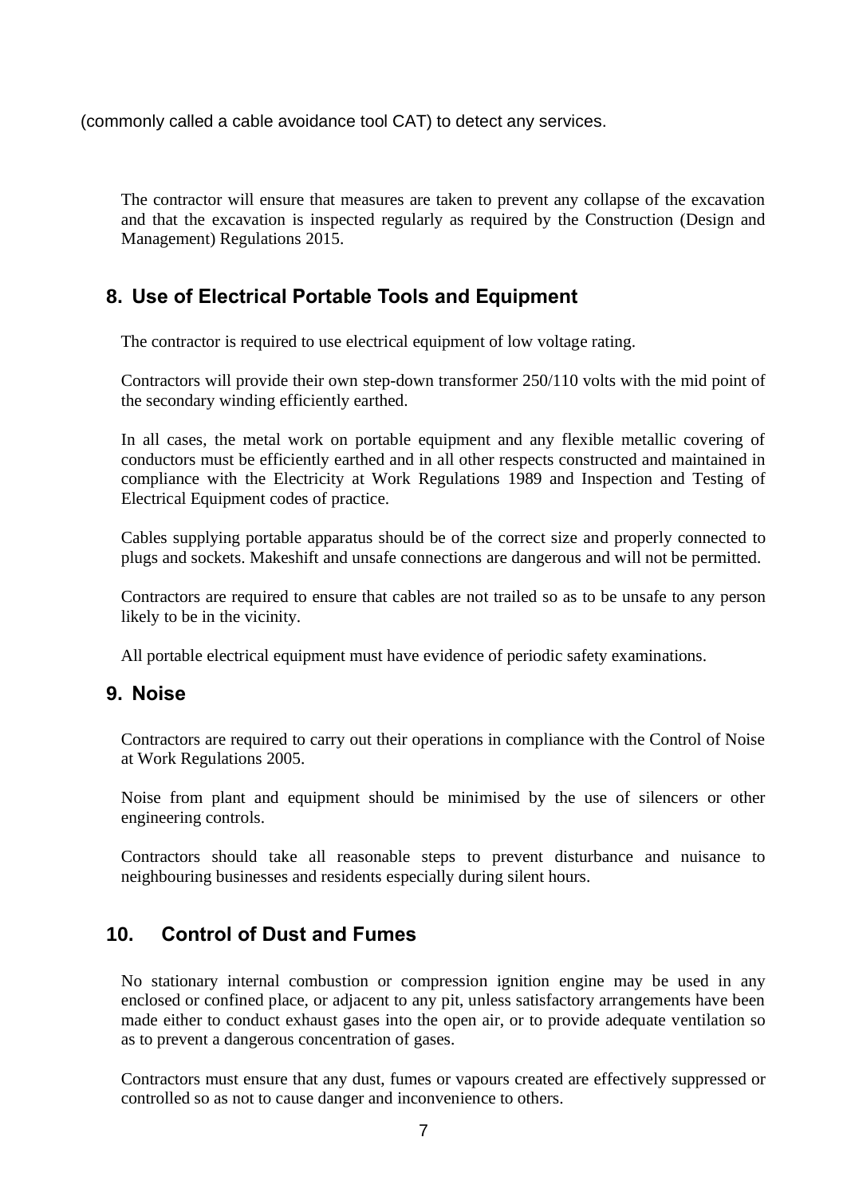(commonly called a cable avoidance tool CAT) to detect any services.

The contractor will ensure that measures are taken to prevent any collapse of the excavation and that the excavation is inspected regularly as required by the Construction (Design and Management) Regulations 2015.

## 8. Use of Electrical Portable Tools and Equipment

The contractor is required to use electrical equipment of low voltage rating.

Contractors will provide their own step-down transformer 250/110 volts with the mid point of the secondary winding efficiently earthed.

In all cases, the metal work on portable equipment and any flexible metallic covering of conductors must be efficiently earthed and in all other respects constructed and maintained in compliance with the Electricity at Work Regulations 1989 and Inspection and Testing of Electrical Equipment codes of practice.

Cables supplying portable apparatus should be of the correct size and properly connected to plugs and sockets. Makeshift and unsafe connections are dangerous and will not be permitted.

Contractors are required to ensure that cables are not trailed so as to be unsafe to any person likely to be in the vicinity.

All portable electrical equipment must have evidence of periodic safety examinations.

## 9. Noise

Contractors are required to carry out their operations in compliance with the Control of Noise at Work Regulations 2005.

Noise from plant and equipment should be minimised by the use of silencers or other engineering controls.

Contractors should take all reasonable steps to prevent disturbance and nuisance to neighbouring businesses and residents especially during silent hours.

## 10. Control of Dust and Fumes

No stationary internal combustion or compression ignition engine may be used in any enclosed or confined place, or adjacent to any pit, unless satisfactory arrangements have been made either to conduct exhaust gases into the open air, or to provide adequate ventilation so as to prevent a dangerous concentration of gases.

Contractors must ensure that any dust, fumes or vapours created are effectively suppressed or controlled so as not to cause danger and inconvenience to others.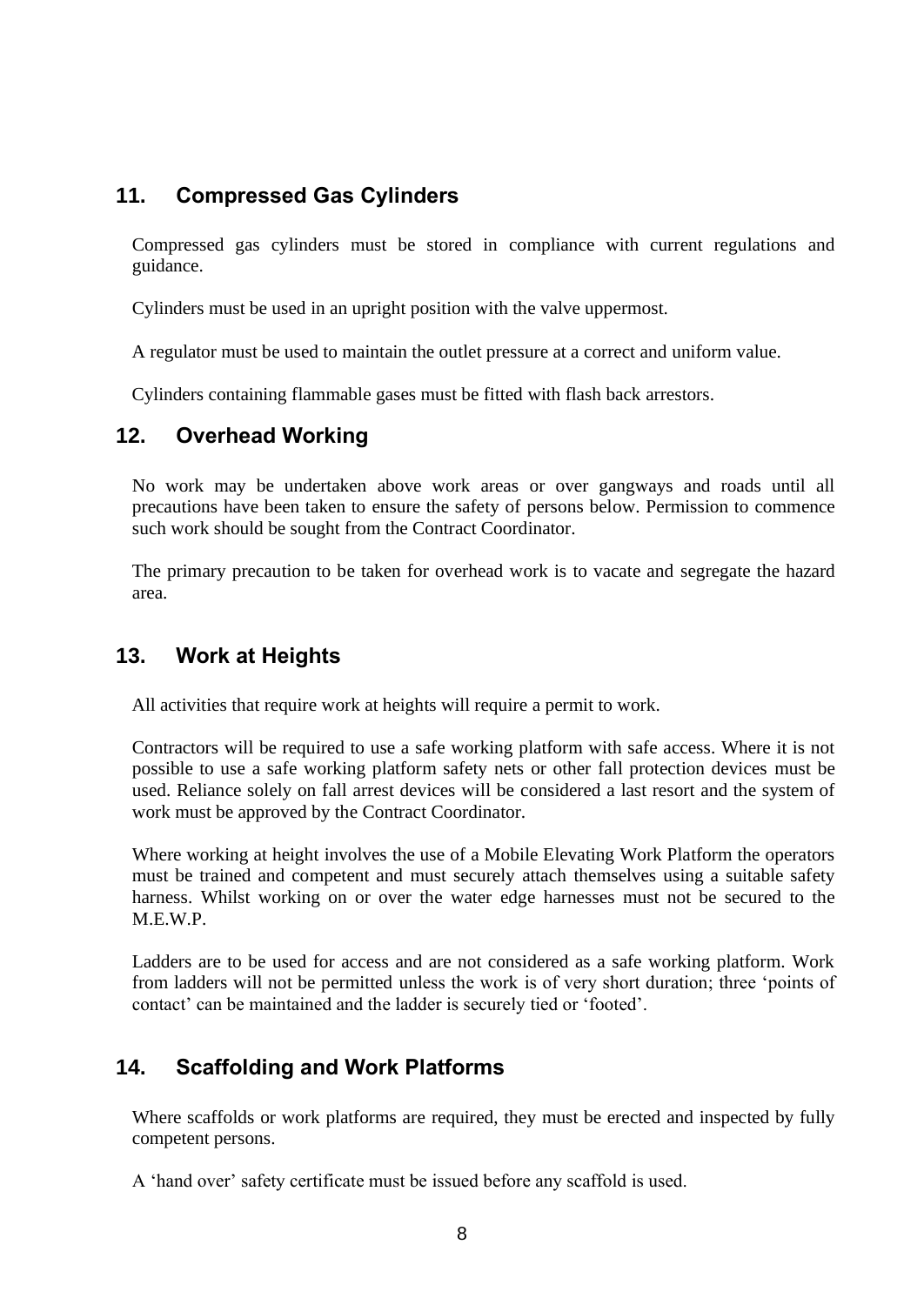## 11. Compressed Gas Cylinders

Compressed gas cylinders must be stored in compliance with current regulations and guidance.

Cylinders must be used in an upright position with the valve uppermost.

A regulator must be used to maintain the outlet pressure at a correct and uniform value.

Cylinders containing flammable gases must be fitted with flash back arrestors.

## 12. Overhead Working

No work may be undertaken above work areas or over gangways and roads until all precautions have been taken to ensure the safety of persons below. Permission to commence such work should be sought from the Contract Coordinator.

The primary precaution to be taken for overhead work is to vacate and segregate the hazard area.

## 13. Work at Heights

All activities that require work at heights will require a permit to work.

Contractors will be required to use a safe working platform with safe access. Where it is not possible to use a safe working platform safety nets or other fall protection devices must be used. Reliance solely on fall arrest devices will be considered a last resort and the system of work must be approved by the Contract Coordinator.

Where working at height involves the use of a Mobile Elevating Work Platform the operators must be trained and competent and must securely attach themselves using a suitable safety harness. Whilst working on or over the water edge harnesses must not be secured to the M.E.W.P.

Ladders are to be used for access and are not considered as a safe working platform. Work from ladders will not be permitted unless the work is of very short duration; three 'points of contact' can be maintained and the ladder is securely tied or 'footed'.

## 14. Scaffolding and Work Platforms

Where scaffolds or work platforms are required, they must be erected and inspected by fully competent persons.

A 'hand over' safety certificate must be issued before any scaffold is used.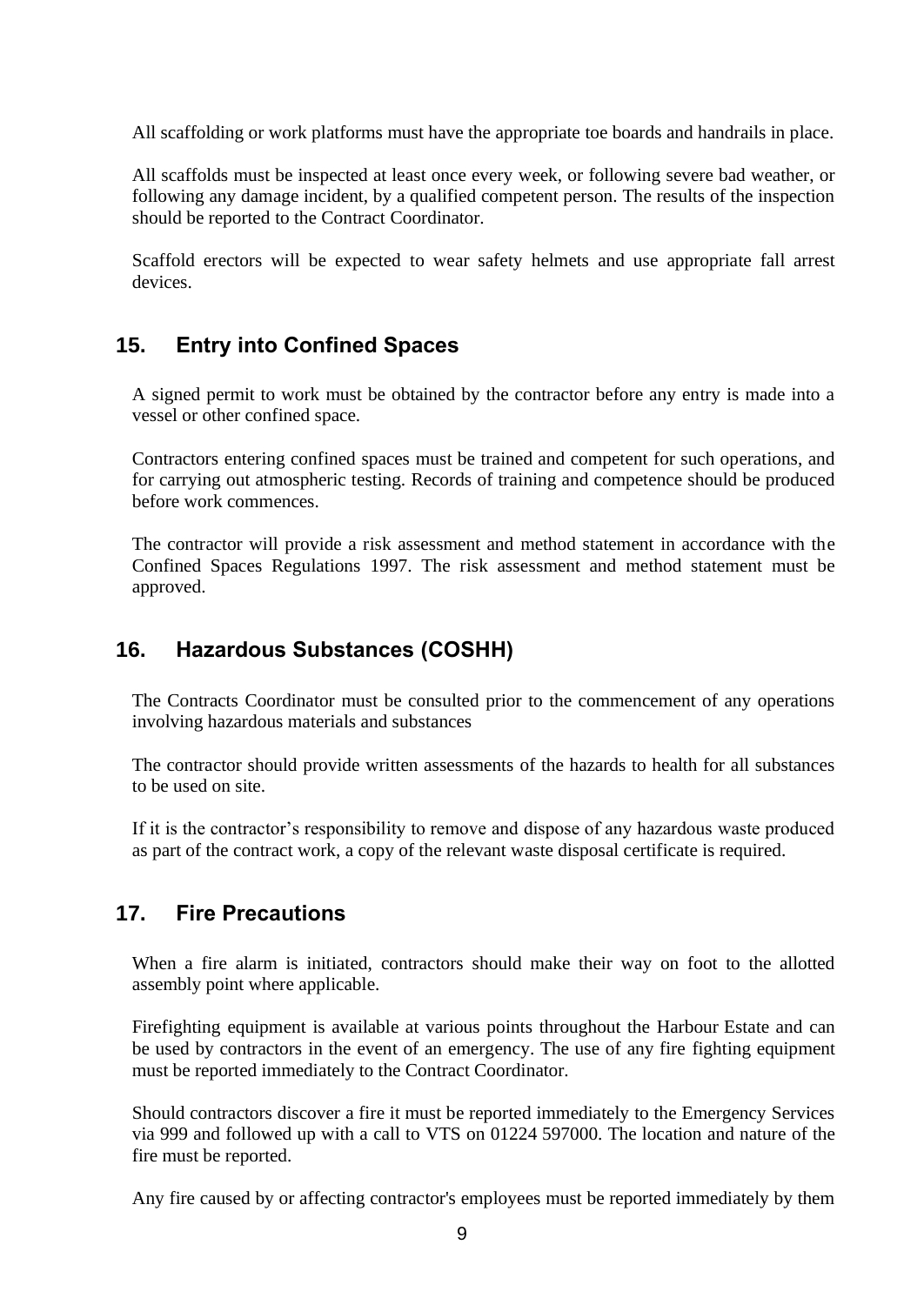All scaffolding or work platforms must have the appropriate toe boards and handrails in place.

All scaffolds must be inspected at least once every week, or following severe bad weather, or following any damage incident, by a qualified competent person. The results of the inspection should be reported to the Contract Coordinator.

Scaffold erectors will be expected to wear safety helmets and use appropriate fall arrest devices.

## 15. Entry into Confined Spaces

A signed permit to work must be obtained by the contractor before any entry is made into a vessel or other confined space.

Contractors entering confined spaces must be trained and competent for such operations, and for carrying out atmospheric testing. Records of training and competence should be produced before work commences.

The contractor will provide a risk assessment and method statement in accordance with the Confined Spaces Regulations 1997. The risk assessment and method statement must be approved.

## 16. Hazardous Substances (COSHH)

The Contracts Coordinator must be consulted prior to the commencement of any operations involving hazardous materials and substances

The contractor should provide written assessments of the hazards to health for all substances to be used on site.

If it is the contractor's responsibility to remove and dispose of any hazardous waste produced as part of the contract work, a copy of the relevant waste disposal certificate is required.

## 17. Fire Precautions

When a fire alarm is initiated, contractors should make their way on foot to the allotted assembly point where applicable.

Firefighting equipment is available at various points throughout the Harbour Estate and can be used by contractors in the event of an emergency. The use of any fire fighting equipment must be reported immediately to the Contract Coordinator.

Should contractors discover a fire it must be reported immediately to the Emergency Services via 999 and followed up with a call to VTS on 01224 597000. The location and nature of the fire must be reported.

Any fire caused by or affecting contractor's employees must be reported immediately by them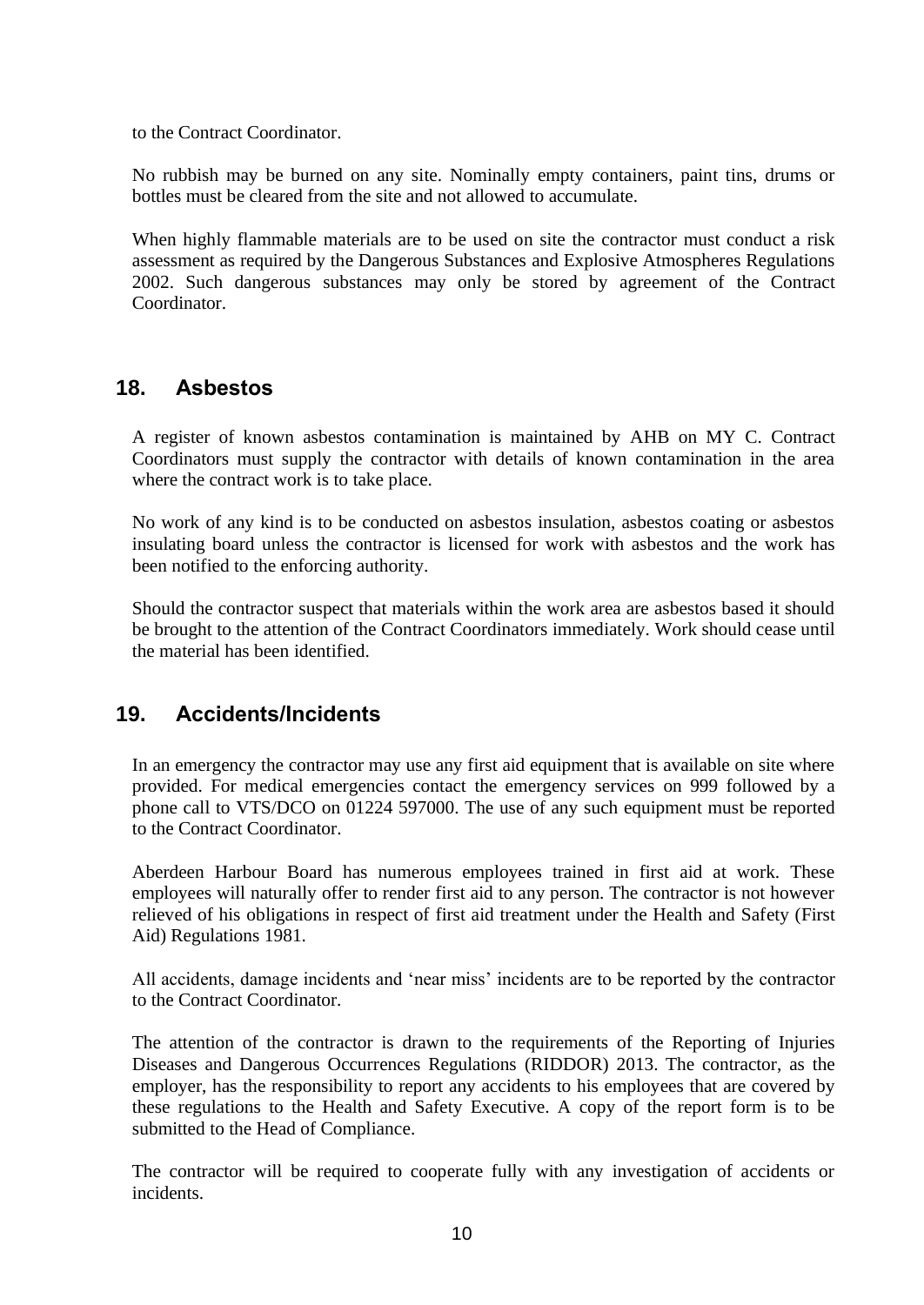to the Contract Coordinator.

No rubbish may be burned on any site. Nominally empty containers, paint tins, drums or bottles must be cleared from the site and not allowed to accumulate.

When highly flammable materials are to be used on site the contractor must conduct a risk assessment as required by the Dangerous Substances and Explosive Atmospheres Regulations 2002. Such dangerous substances may only be stored by agreement of the Contract Coordinator.

## 18. Asbestos

A register of known asbestos contamination is maintained by AHB on MY C. Contract Coordinators must supply the contractor with details of known contamination in the area where the contract work is to take place.

No work of any kind is to be conducted on asbestos insulation, asbestos coating or asbestos insulating board unless the contractor is licensed for work with asbestos and the work has been notified to the enforcing authority.

Should the contractor suspect that materials within the work area are asbestos based it should be brought to the attention of the Contract Coordinators immediately. Work should cease until the material has been identified.

## 19. Accidents/Incidents

In an emergency the contractor may use any first aid equipment that is available on site where provided. For medical emergencies contact the emergency services on 999 followed by a phone call to VTS/DCO on 01224 597000. The use of any such equipment must be reported to the Contract Coordinator.

Aberdeen Harbour Board has numerous employees trained in first aid at work. These employees will naturally offer to render first aid to any person. The contractor is not however relieved of his obligations in respect of first aid treatment under the Health and Safety (First Aid) Regulations 1981.

All accidents, damage incidents and 'near miss' incidents are to be reported by the contractor to the Contract Coordinator.

The attention of the contractor is drawn to the requirements of the Reporting of Injuries Diseases and Dangerous Occurrences Regulations (RIDDOR) 2013. The contractor, as the employer, has the responsibility to report any accidents to his employees that are covered by these regulations to the Health and Safety Executive. A copy of the report form is to be submitted to the Head of Compliance.

The contractor will be required to cooperate fully with any investigation of accidents or incidents.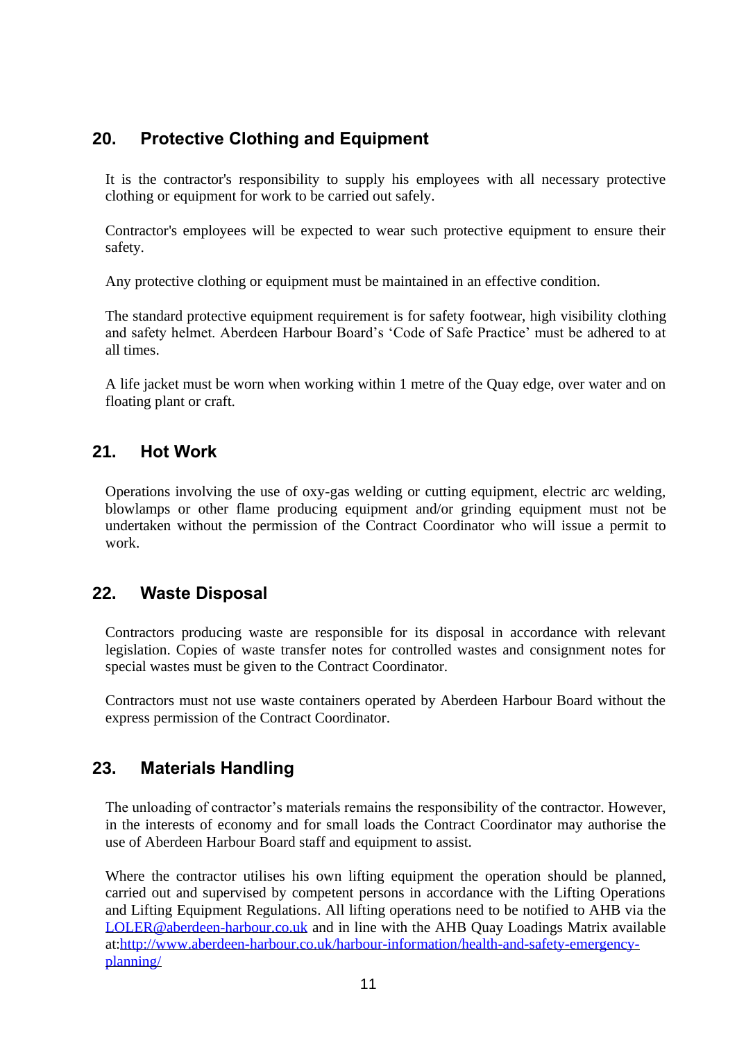## 20. Protective Clothing and Equipment

It is the contractor's responsibility to supply his employees with all necessary protective clothing or equipment for work to be carried out safely.

Contractor's employees will be expected to wear such protective equipment to ensure their safety.

Any protective clothing or equipment must be maintained in an effective condition.

The standard protective equipment requirement is for safety footwear, high visibility clothing and safety helmet. Aberdeen Harbour Board's 'Code of Safe Practice' must be adhered to at all times.

A life jacket must be worn when working within 1 metre of the Quay edge, over water and on floating plant or craft.

## 21. Hot Work

Operations involving the use of oxy-gas welding or cutting equipment, electric arc welding, blowlamps or other flame producing equipment and/or grinding equipment must not be undertaken without the permission of the Contract Coordinator who will issue a permit to work.

## 22. Waste Disposal

Contractors producing waste are responsible for its disposal in accordance with relevant legislation. Copies of waste transfer notes for controlled wastes and consignment notes for special wastes must be given to the Contract Coordinator.

Contractors must not use waste containers operated by Aberdeen Harbour Board without the express permission of the Contract Coordinator.

## 23. Materials Handling

The unloading of contractor's materials remains the responsibility of the contractor. However, in the interests of economy and for small loads the Contract Coordinator may authorise the use of Aberdeen Harbour Board staff and equipment to assist.

Where the contractor utilises his own lifting equipment the operation should be planned, carried out and supervised by competent persons in accordance with the Lifting Operations and Lifting Equipment Regulations. All lifting operations need to be notified to AHB via the [LOLER@aberdeen-harbour.co.uk](mailto:LOLER@aberdeen-harbour.co.uk) and in line with the AHB Quay Loadings Matrix available at:[http://www.aberdeen-harbour.co.uk/harbour-information/health-and-safety-emergency-planning/](http://www.aberdeen-harbour.co.uk/harbour-information/health-and-safety-emergency-planning/)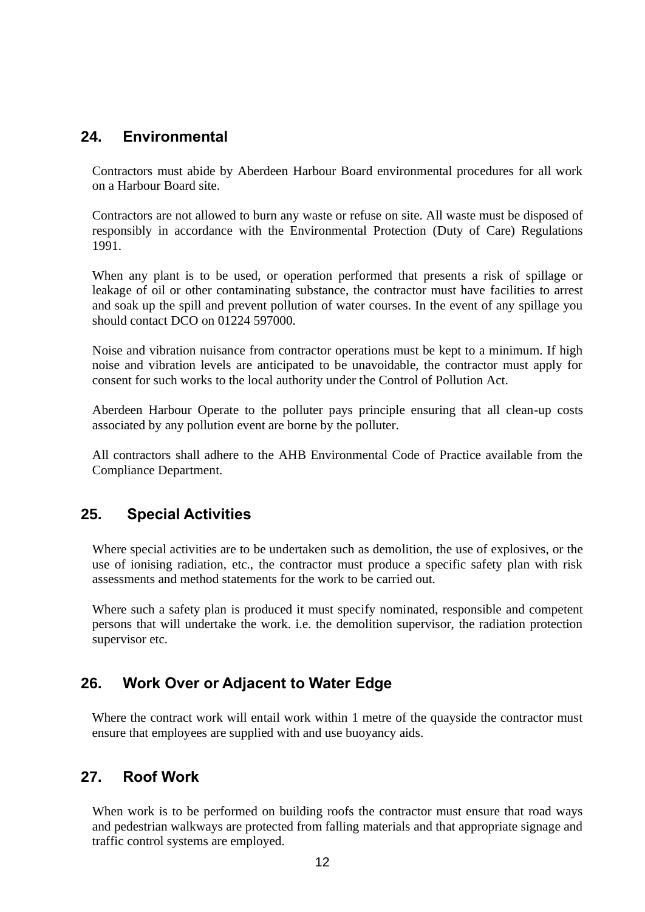## 24. Environmental

Contractors must abide by Aberdeen Harbour Board environmental procedures for all work on a Harbour Board site.

Contractors are not allowed to burn any waste or refuse on site. All waste must be disposed of responsibly in accordance with the Environmental Protection (Duty of Care) Regulations 1991.

When any plant is to be used, or operation performed that presents a risk of spillage or leakage of oil or other contaminating substance, the contractor must have facilities to arrest and soak up the spill and prevent pollution of water courses. In the event of any spillage you should contact DCO on 01224 597000.

Noise and vibration nuisance from contractor operations must be kept to a minimum. If high noise and vibration levels are anticipated to be unavoidable, the contractor must apply for consent for such works to the local authority under the Control of Pollution Act.

Aberdeen Harbour Operate to the polluter pays principle ensuring that all clean-up costs associated by any pollution event are borne by the polluter.

All contractors shall adhere to the AHB Environmental Code of Practice available from the Compliance Department.

## 25. Special Activities

Where special activities are to be undertaken such as demolition, the use of explosives, or the use of ionising radiation, etc., the contractor must produce a specific safety plan with risk assessments and method statements for the work to be carried out.

Where such a safety plan is produced it must specify nominated, responsible and competent persons that will undertake the work. i.e. the demolition supervisor, the radiation protection supervisor etc.

## 26. Work Over or Adjacent to Water Edge

Where the contract work will entail work within 1 metre of the quayside the contractor must ensure that employees are supplied with and use buoyancy aids.

## 27. Roof Work

When work is to be performed on building roofs the contractor must ensure that road ways and pedestrian walkways are protected from falling materials and that appropriate signage and traffic control systems are employed.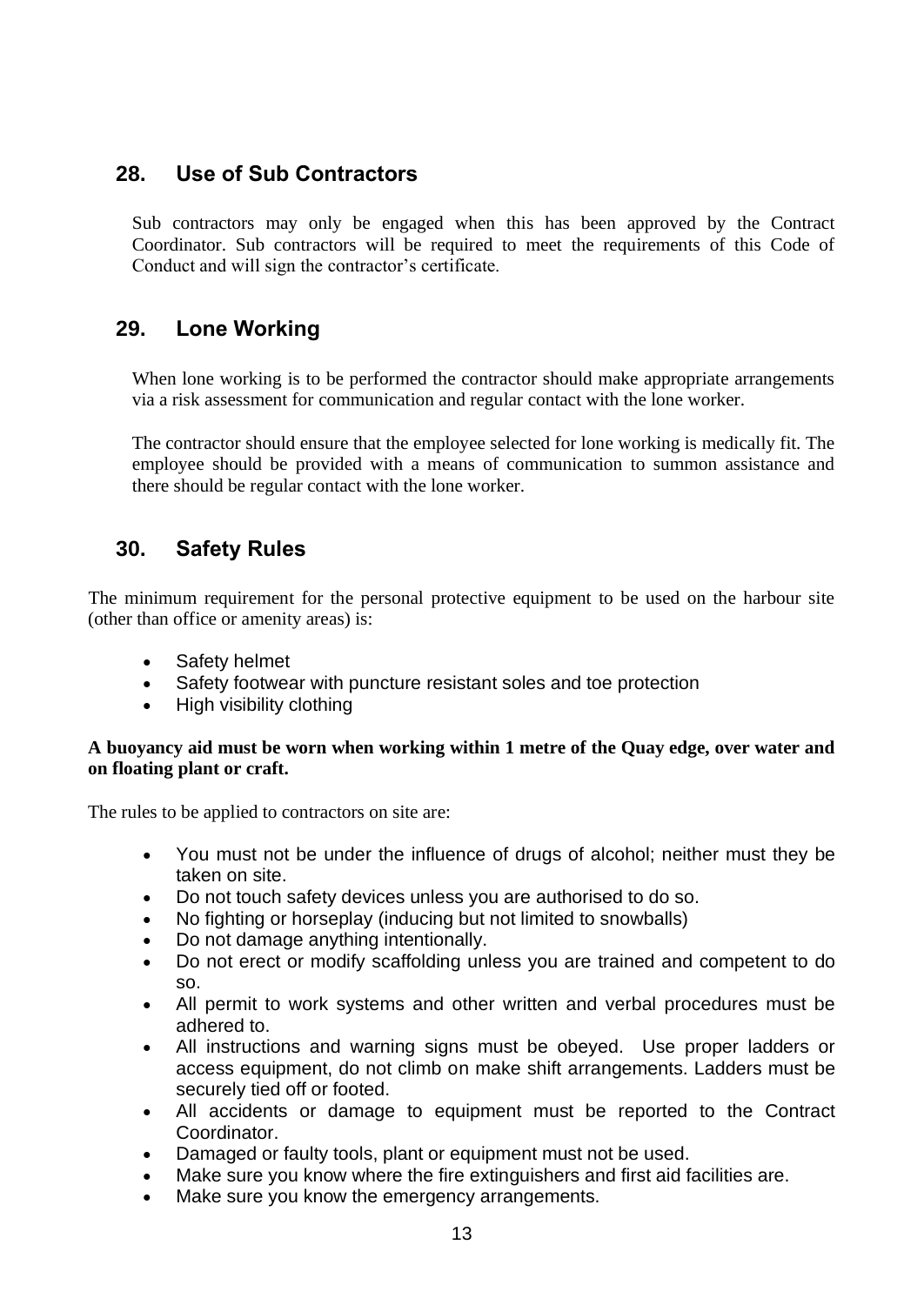## 28. Use of Sub Contractors

Sub contractors may only be engaged when this has been approved by the Contract Coordinator. Sub contractors will be required to meet the requirements of this Code of Conduct and will sign the contractor's certificate.

## 29. Lone Working

When lone working is to be performed the contractor should make appropriate arrangements via a risk assessment for communication and regular contact with the lone worker.

The contractor should ensure that the employee selected for lone working is medically fit. The employee should be provided with a means of communication to summon assistance and there should be regular contact with the lone worker.

## 30. Safety Rules

The minimum requirement for the personal protective equipment to be used on the harbour site (other than office or amenity areas) is:

- Safety helmet
- Safety footwear with puncture resistant soles and toe protection
- High visibility clothing

**A buoyancy aid must be worn when working within 1 metre of the Quay edge, over water and on floating plant or craft.**

The rules to be applied to contractors on site are:

- You must not be under the influence of drugs of alcohol; neither must they be taken on site.
- Do not touch safety devices unless you are authorised to do so.
- No fighting or horseplay (inducing but not limited to snowballs)
- Do not damage anything intentionally.
- Do not erect or modify scaffolding unless you are trained and competent to do so.
- All permit to work systems and other written and verbal procedures must be adhered to.
- All instructions and warning signs must be obeyed. Use proper ladders or access equipment, do not climb on make shift arrangements. Ladders must be securely tied off or footed.
- All accidents or damage to equipment must be reported to the Contract Coordinator.
- Damaged or faulty tools, plant or equipment must not be used.
- Make sure you know where the fire extinguishers and first aid facilities are.
- Make sure you know the emergency arrangements.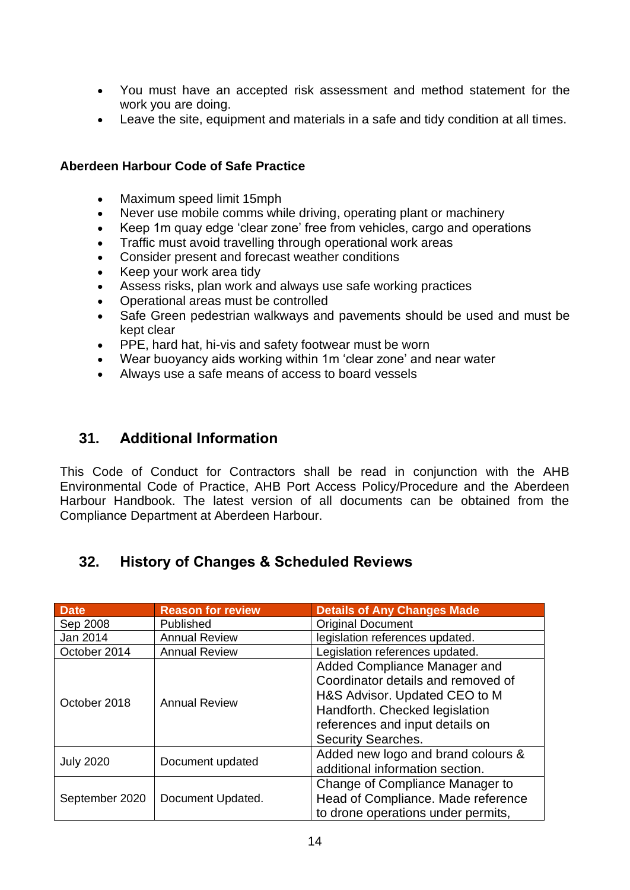- You must have an accepted risk assessment and method statement for the work you are doing.
- Leave the site, equipment and materials in a safe and tidy condition at all times.

**Aberdeen Harbour Code of Safe Practice**

- Maximum speed limit 15mph
- Never use mobile comms while driving, operating plant or machinery
- Keep 1m quay edge 'clear zone' free from vehicles, cargo and operations
- Traffic must avoid travelling through operational work areas
- Consider present and forecast weather conditions
- Keep your work area tidy
- Assess risks, plan work and always use safe working practices
- Operational areas must be controlled
- Safe Green pedestrian walkways and pavements should be used and must be kept clear
- PPE, hard hat, hi-vis and safety footwear must be worn
- Wear buoyancy aids working within 1m 'clear zone' and near water
- Always use a safe means of access to board vessels

## 31. Additional Information

This Code of Conduct for Contractors shall be read in conjunction with the AHB Environmental Code of Practice, AHB Port Access Policy/Procedure and the Aberdeen Harbour Handbook. The latest version of all documents can be obtained from the Compliance Department at Aberdeen Harbour.

## 32. History of Changes & Scheduled Reviews

| Date | Reason for review | Details of Any Changes Made |
|---|---|---|
| Sep 2008 | Published | Original Document |
| Jan 2014 | Annual Review | legislation references updated. |
| October 2014 | Annual Review | Legislation references updated. |
| October 2018 | Annual Review | Added Compliance Manager and Coordinator details and removed of H&S Advisor. Updated CEO to M Handforth. Checked legislation references and input details on Security Searches. |
| July 2020 | Document updated | Added new logo and brand colours & additional information section. |
| September 2020 | Document Updated. | Change of Compliance Manager to Head of Compliance. Made reference to drone operations under permits, |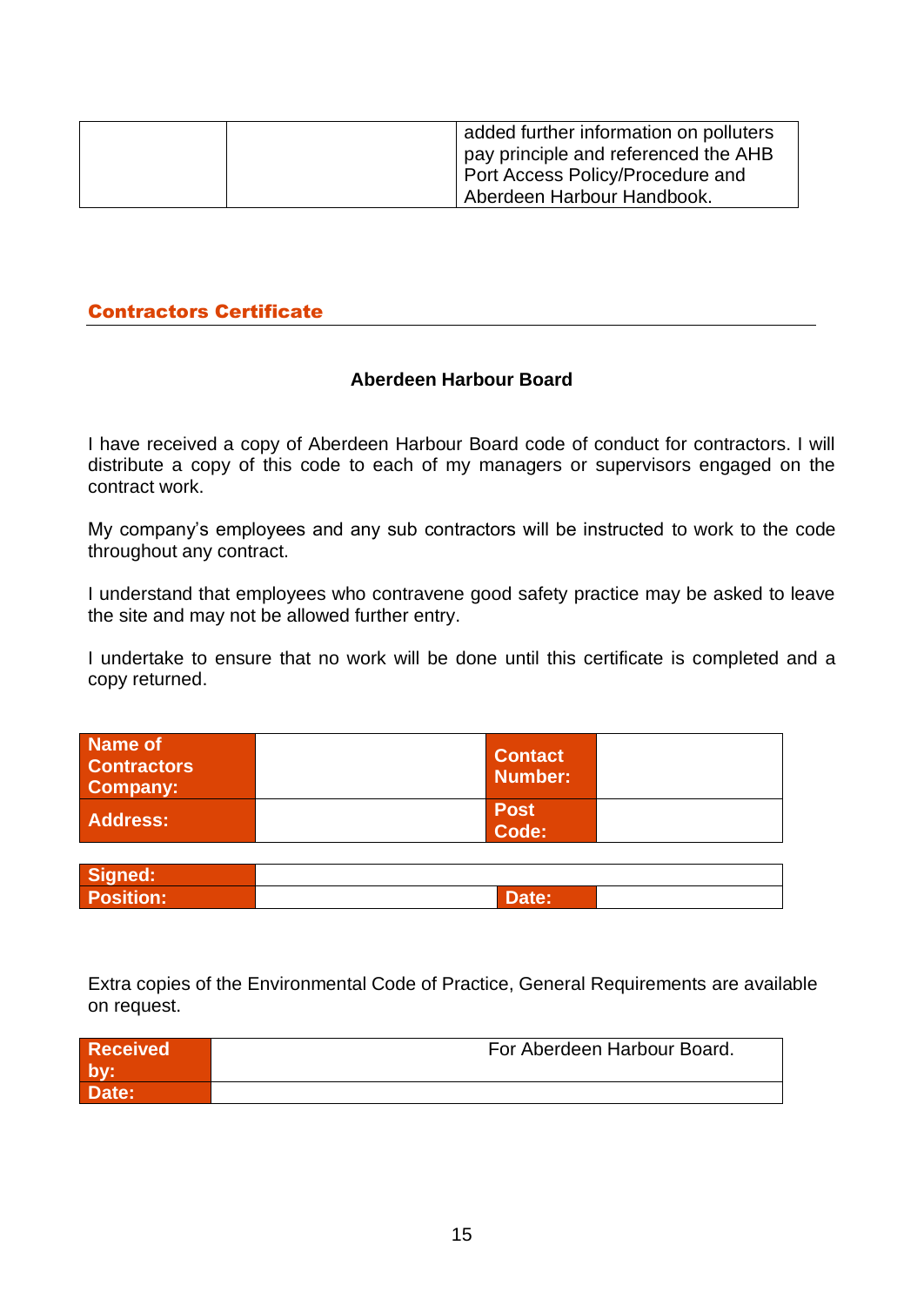| | | |
|---|---|---|
| | | added further information on polluters pay principle and referenced the AHB Port Access Policy/Procedure and Aberdeen Harbour Handbook. |

## Contractors Certificate

**Aberdeen Harbour Board**

I have received a copy of Aberdeen Harbour Board code of conduct for contractors. I will distribute a copy of this code to each of my managers or supervisors engaged on the contract work.

My company's employees and any sub contractors will be instructed to work to the code throughout any contract.

I understand that employees who contravene good safety practice may be asked to leave the site and may not be allowed further entry.

I undertake to ensure that no work will be done until this certificate is completed and a copy returned.

| | | | |
|---|---|---|---|
| **Name of Contractors Company:** | | **Contact Number:** | |
| **Address:** | | **Post Code:** | |

| | | | |
|---|---|---|---|
| **Signed:** | | | |
| **Position:** | | **Date:** | |

Extra copies of the Environmental Code of Practice, General Requirements are available on request.

| | |
|---|---|
| **Received by:** | For Aberdeen Harbour Board. |
| **Date:** | |